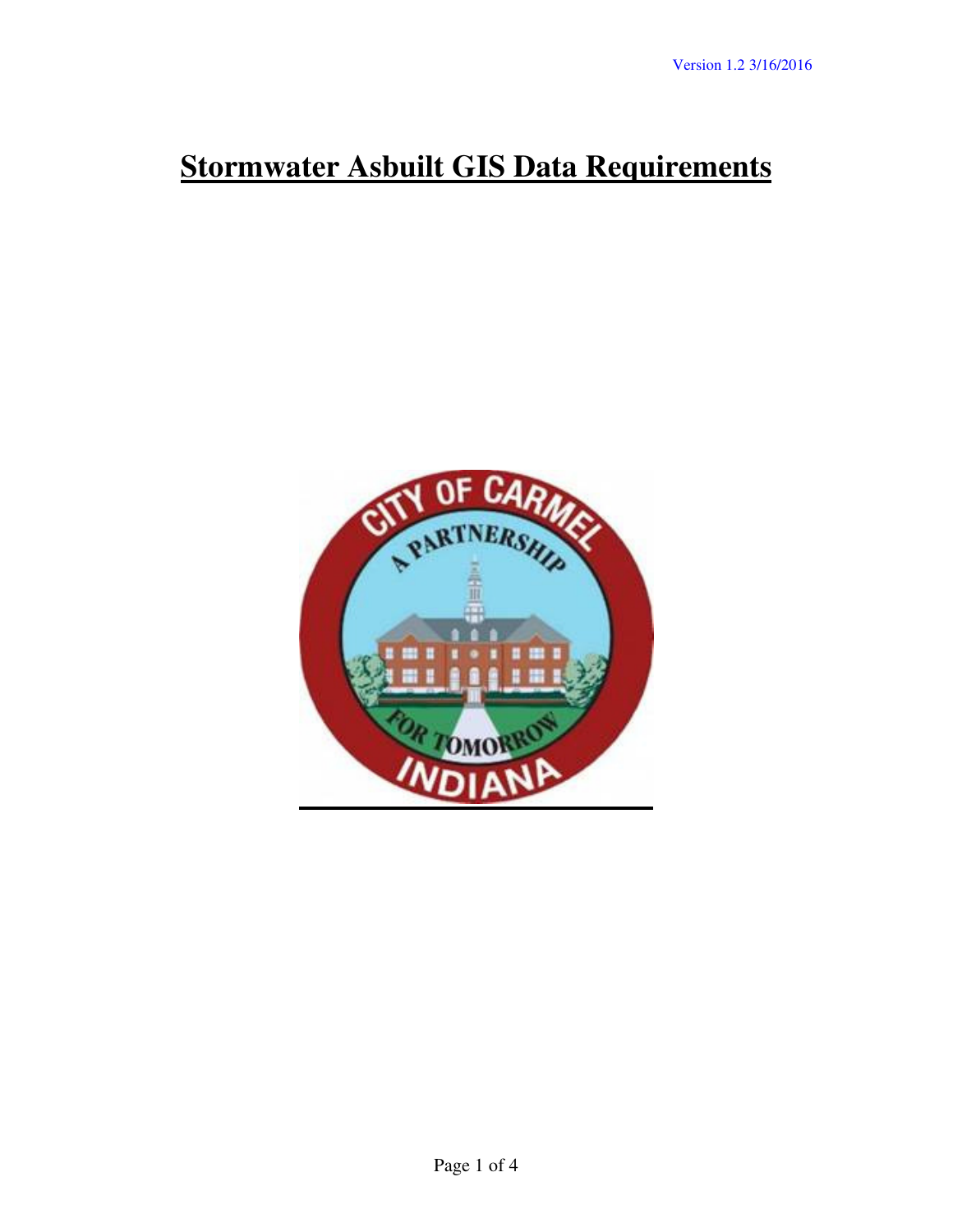Version 1.2 3/16/2016

# Stormwater Asbuilt GIS Data Requirements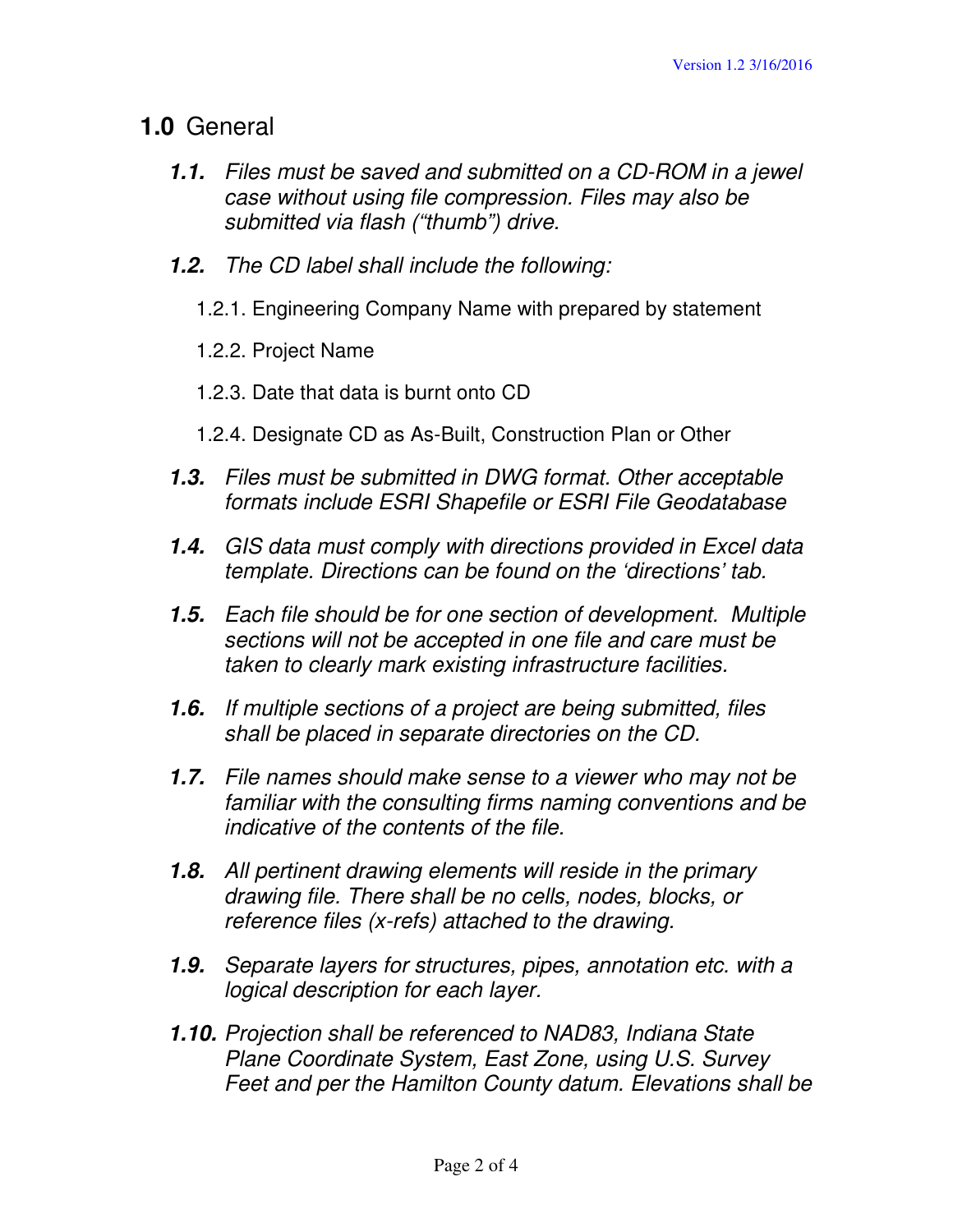## **1.0** General

**1.1.** *Files must be saved and submitted on a CD-ROM in a jewel case without using file compression. Files may also be submitted via flash ("thumb") drive.*

**1.2.** *The CD label shall include the following:*

1.2.1. Engineering Company Name with prepared by statement

1.2.2. Project Name

1.2.3. Date that data is burnt onto CD

1.2.4. Designate CD as As-Built, Construction Plan or Other

**1.3.** *Files must be submitted in DWG format. Other acceptable formats include ESRI Shapefile or ESRI File Geodatabase*

**1.4.** *GIS data must comply with directions provided in Excel data template. Directions can be found on the 'directions' tab.*

**1.5.** *Each file should be for one section of development. Multiple sections will not be accepted in one file and care must be taken to clearly mark existing infrastructure facilities.*

**1.6.** *If multiple sections of a project are being submitted, files shall be placed in separate directories on the CD.*

**1.7.** *File names should make sense to a viewer who may not be familiar with the consulting firms naming conventions and be indicative of the contents of the file.*

**1.8.** *All pertinent drawing elements will reside in the primary drawing file. There shall be no cells, nodes, blocks, or reference files (x-refs) attached to the drawing.*

**1.9.** *Separate layers for structures, pipes, annotation etc. with a logical description for each layer.*

**1.10.** *Projection shall be referenced to NAD83, Indiana State Plane Coordinate System, East Zone, using U.S. Survey Feet and per the Hamilton County datum. Elevations shall be*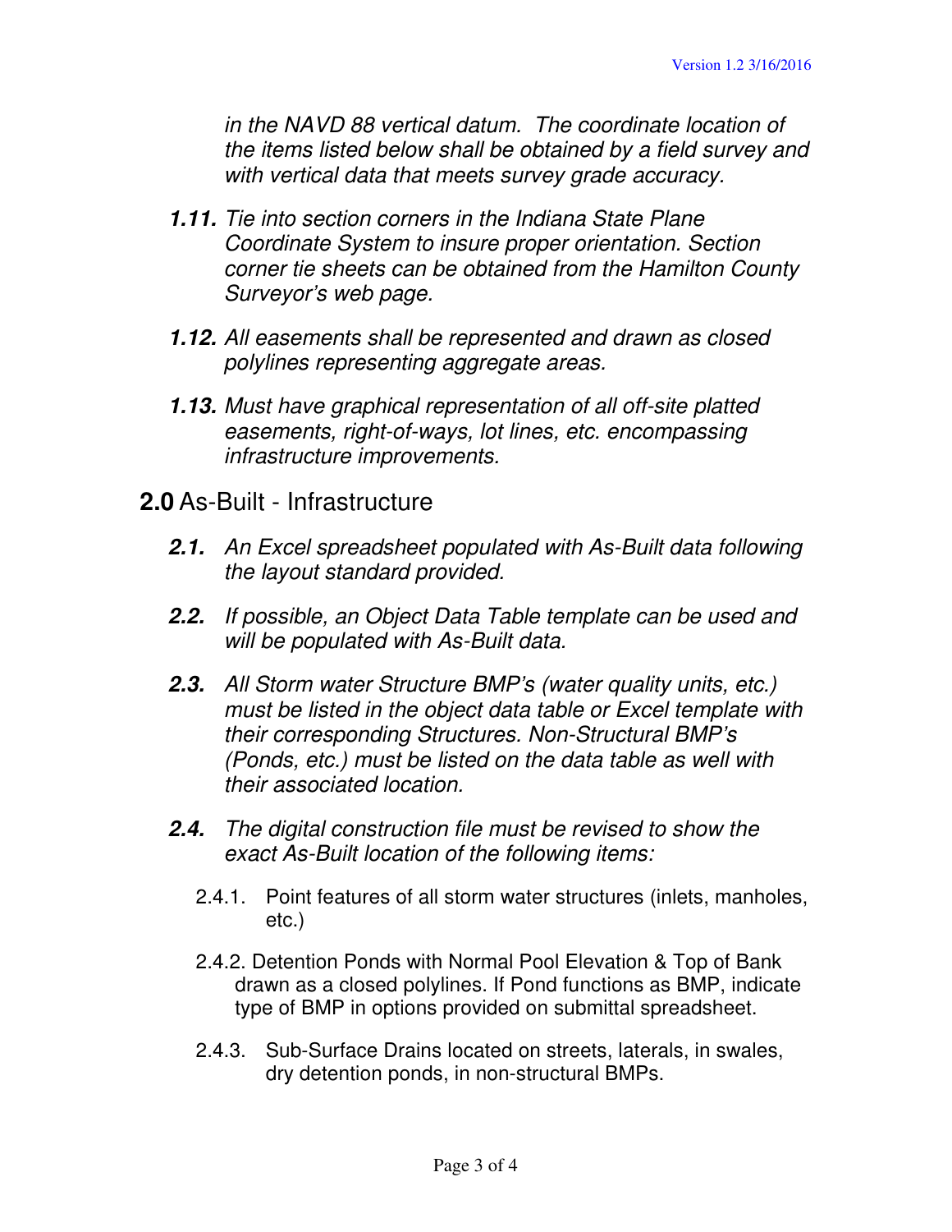*in the NAVD 88 vertical datum. The coordinate location of the items listed below shall be obtained by a field survey and with vertical data that meets survey grade accuracy.*

***1.11.*** *Tie into section corners in the Indiana State Plane Coordinate System to insure proper orientation. Section corner tie sheets can be obtained from the Hamilton County Surveyor's web page.*

***1.12.*** *All easements shall be represented and drawn as closed polylines representing aggregate areas.*

***1.13.*** *Must have graphical representation of all off-site platted easements, right-of-ways, lot lines, etc. encompassing infrastructure improvements.*

## **2.0** As-Built - Infrastructure

***2.1.*** *An Excel spreadsheet populated with As-Built data following the layout standard provided.*

***2.2.*** *If possible, an Object Data Table template can be used and will be populated with As-Built data.*

***2.3.*** *All Storm water Structure BMP's (water quality units, etc.) must be listed in the object data table or Excel template with their corresponding Structures. Non-Structural BMP's (Ponds, etc.) must be listed on the data table as well with their associated location.*

***2.4.*** *The digital construction file must be revised to show the exact As-Built location of the following items:*

2.4.1. Point features of all storm water structures (inlets, manholes, etc.)

2.4.2. Detention Ponds with Normal Pool Elevation & Top of Bank drawn as a closed polylines. If Pond functions as BMP, indicate type of BMP in options provided on submittal spreadsheet.

2.4.3. Sub-Surface Drains located on streets, laterals, in swales, dry detention ponds, in non-structural BMPs.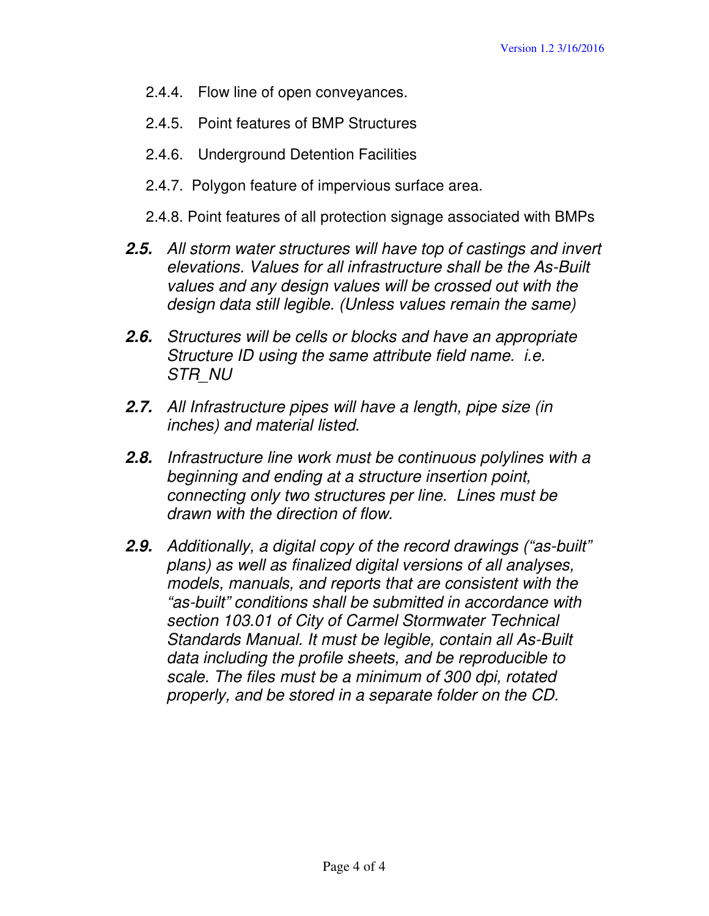2.4.4. Flow line of open conveyances.

2.4.5. Point features of BMP Structures

2.4.6. Underground Detention Facilities

2.4.7. Polygon feature of impervious surface area.

2.4.8. Point features of all protection signage associated with BMPs

***2.5.*** *All storm water structures will have top of castings and invert elevations. Values for all infrastructure shall be the As-Built values and any design values will be crossed out with the design data still legible. (Unless values remain the same)*

***2.6.*** *Structures will be cells or blocks and have an appropriate Structure ID using the same attribute field name. i.e. STR_NU*

***2.7.*** *All Infrastructure pipes will have a length, pipe size (in inches) and material listed.*

***2.8.*** *Infrastructure line work must be continuous polylines with a beginning and ending at a structure insertion point, connecting only two structures per line. Lines must be drawn with the direction of flow.*

***2.9.*** *Additionally, a digital copy of the record drawings ("as-built" plans) as well as finalized digital versions of all analyses, models, manuals, and reports that are consistent with the "as-built" conditions shall be submitted in accordance with section 103.01 of City of Carmel Stormwater Technical Standards Manual. It must be legible, contain all As-Built data including the profile sheets, and be reproducible to scale. The files must be a minimum of 300 dpi, rotated properly, and be stored in a separate folder on the CD.*